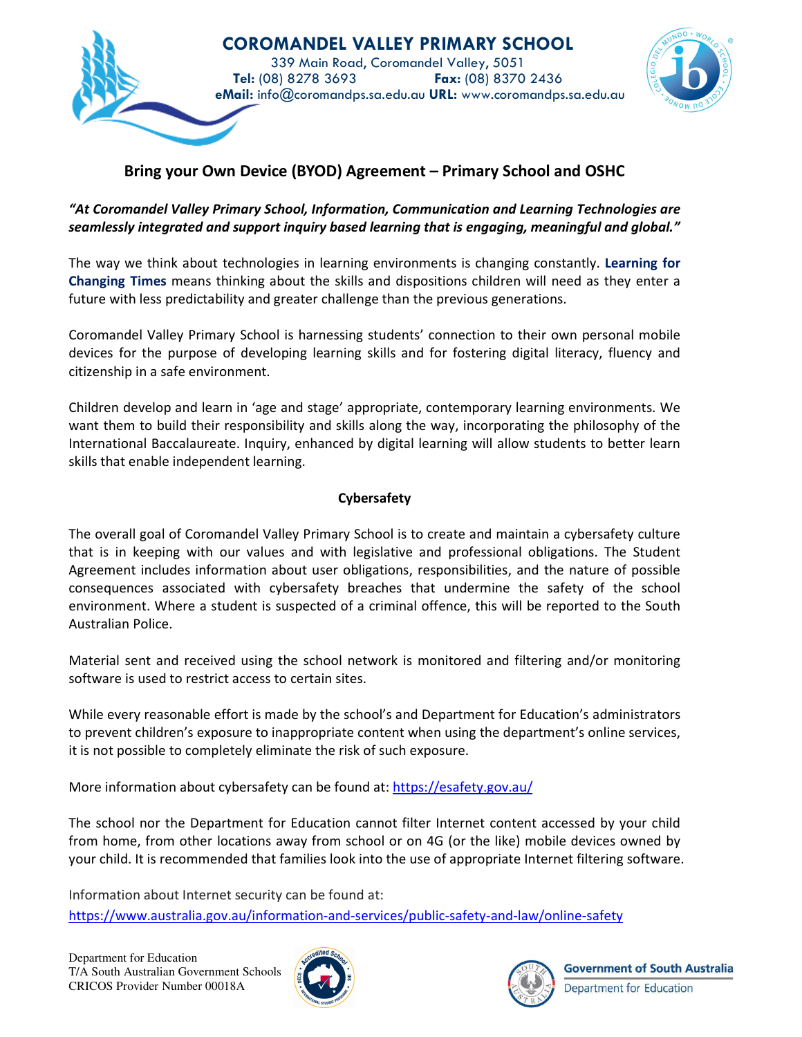# COROMANDEL VALLEY PRIMARY SCHOOL

339 Main Road, Coromandel Valley, 5051
**Tel:** (08) 8278 3693 **Fax:** (08) 8370 2436
**eMail:** info@coromandps.sa.edu.au **URL:** www.coromandps.sa.edu.au

## Bring your Own Device (BYOD) Agreement – Primary School and OSHC

***"At Coromandel Valley Primary School, Information, Communication and Learning Technologies are seamlessly integrated and support inquiry based learning that is engaging, meaningful and global."***

The way we think about technologies in learning environments is changing constantly. **Learning for Changing Times** means thinking about the skills and dispositions children will need as they enter a future with less predictability and greater challenge than the previous generations.

Coromandel Valley Primary School is harnessing students' connection to their own personal mobile devices for the purpose of developing learning skills and for fostering digital literacy, fluency and citizenship in a safe environment.

Children develop and learn in 'age and stage' appropriate, contemporary learning environments. We want them to build their responsibility and skills along the way, incorporating the philosophy of the International Baccalaureate. Inquiry, enhanced by digital learning will allow students to better learn skills that enable independent learning.

### Cybersafety

The overall goal of Coromandel Valley Primary School is to create and maintain a cybersafety culture that is in keeping with our values and with legislative and professional obligations. The Student Agreement includes information about user obligations, responsibilities, and the nature of possible consequences associated with cybersafety breaches that undermine the safety of the school environment. Where a student is suspected of a criminal offence, this will be reported to the South Australian Police.

Material sent and received using the school network is monitored and filtering and/or monitoring software is used to restrict access to certain sites.

While every reasonable effort is made by the school's and Department for Education's administrators to prevent children's exposure to inappropriate content when using the department's online services, it is not possible to completely eliminate the risk of such exposure.

More information about cybersafety can be found at: https://esafety.gov.au/

The school nor the Department for Education cannot filter Internet content accessed by your child from home, from other locations away from school or on 4G (or the like) mobile devices owned by your child. It is recommended that families look into the use of appropriate Internet filtering software.

Information about Internet security can be found at:
https://www.australia.gov.au/information-and-services/public-safety-and-law/online-safety

Department for Education
T/A South Australian Government Schools
CRICOS Provider Number 00018A

Government of South Australia
Department for Education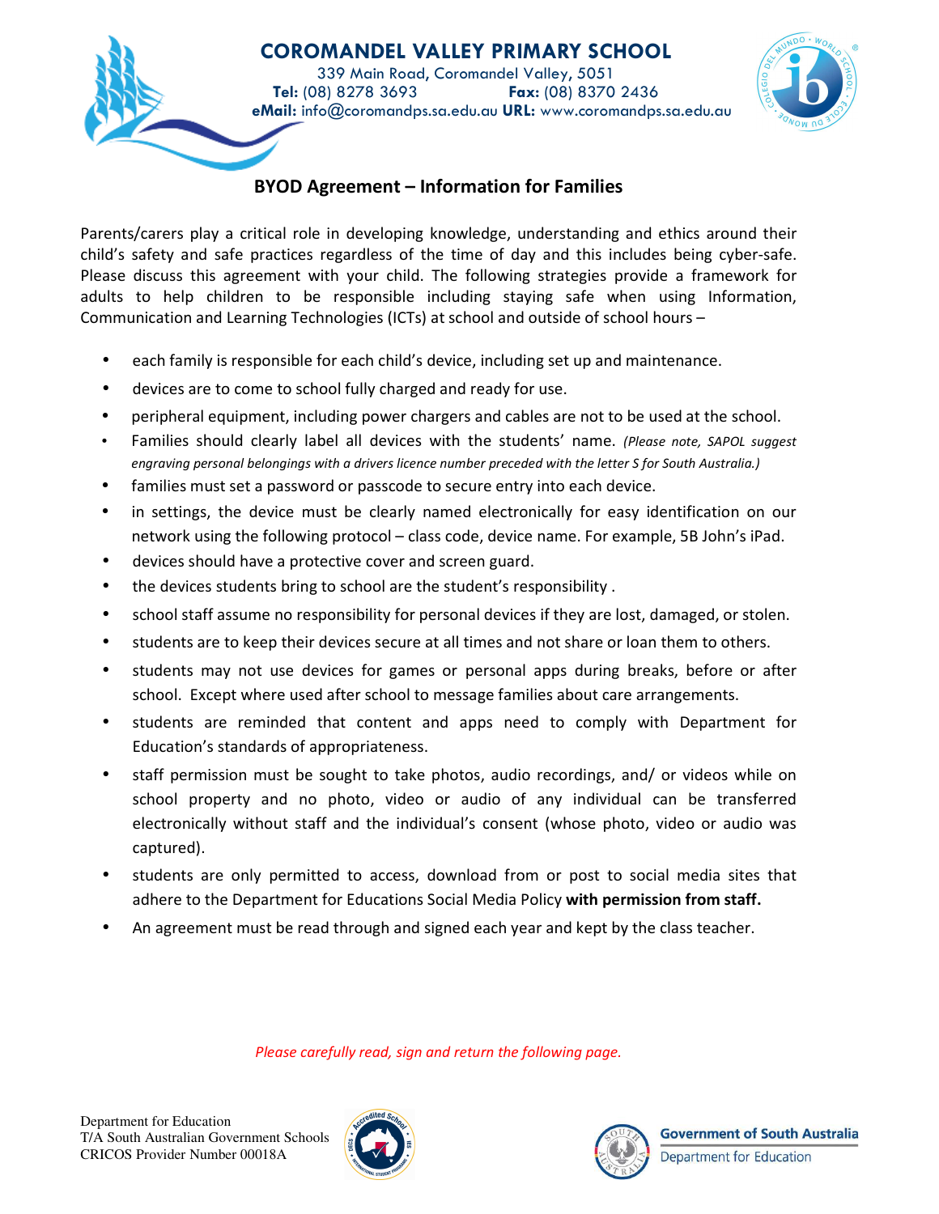# COROMANDEL VALLEY PRIMARY SCHOOL

339 Main Road, Coromandel Valley, 5051
**Tel:** (08) 8278 3693 **Fax:** (08) 8370 2436
**eMail:** info@coromandps.sa.edu.au **URL:** www.coromandps.sa.edu.au

## BYOD Agreement – Information for Families

Parents/carers play a critical role in developing knowledge, understanding and ethics around their child's safety and safe practices regardless of the time of day and this includes being cyber-safe. Please discuss this agreement with your child. The following strategies provide a framework for adults to help children to be responsible including staying safe when using Information, Communication and Learning Technologies (ICTs) at school and outside of school hours –

- each family is responsible for each child's device, including set up and maintenance.
- devices are to come to school fully charged and ready for use.
- peripheral equipment, including power chargers and cables are not to be used at the school.
- Families should clearly label all devices with the students' name. *(Please note, SAPOL suggest engraving personal belongings with a drivers licence number preceded with the letter S for South Australia.)*
- families must set a password or passcode to secure entry into each device.
- in settings, the device must be clearly named electronically for easy identification on our network using the following protocol – class code, device name. For example, 5B John's iPad.
- devices should have a protective cover and screen guard.
- the devices students bring to school are the student's responsibility .
- school staff assume no responsibility for personal devices if they are lost, damaged, or stolen.
- students are to keep their devices secure at all times and not share or loan them to others.
- students may not use devices for games or personal apps during breaks, before or after school. Except where used after school to message families about care arrangements.
- students are reminded that content and apps need to comply with Department for Education's standards of appropriateness.
- staff permission must be sought to take photos, audio recordings, and/ or videos while on school property and no photo, video or audio of any individual can be transferred electronically without staff and the individual's consent (whose photo, video or audio was captured).
- students are only permitted to access, download from or post to social media sites that adhere to the Department for Educations Social Media Policy **with permission from staff.**
- An agreement must be read through and signed each year and kept by the class teacher.

*Please carefully read, sign and return the following page.*

Department for Education
T/A South Australian Government Schools
CRICOS Provider Number 00018A

Government of South Australia
Department for Education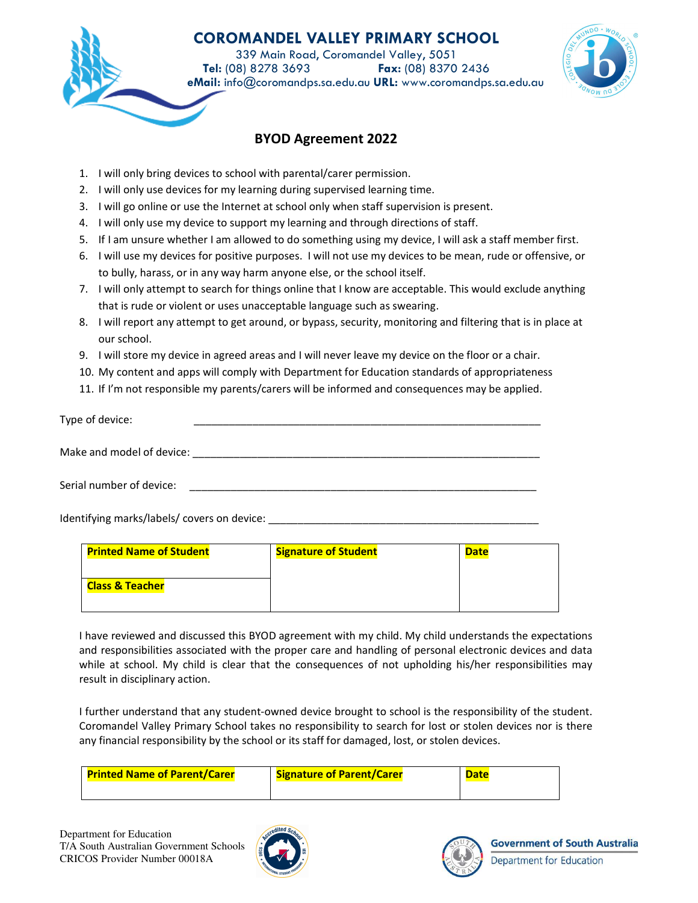# CORAMANDEL VALLEY PRIMARY SCHOOL

339 Main Road, Coromandel Valley, 5051
**Tel:** (08) 8278 3693 **Fax:** (08) 8370 2436
**eMail:** info@coromandps.sa.edu.au **URL:** www.coromandps.sa.edu.au

## BYOD Agreement 2022

1. I will only bring devices to school with parental/carer permission.
2. I will only use devices for my learning during supervised learning time.
3. I will go online or use the Internet at school only when staff supervision is present.
4. I will only use my device to support my learning and through directions of staff.
5. If I am unsure whether I am allowed to do something using my device, I will ask a staff member first.
6. I will use my devices for positive purposes. I will not use my devices to be mean, rude or offensive, or to bully, harass, or in any way harm anyone else, or the school itself.
7. I will only attempt to search for things online that I know are acceptable. This would exclude anything that is rude or violent or uses unacceptable language such as swearing.
8. I will report any attempt to get around, or bypass, security, monitoring and filtering that is in place at our school.
9. I will store my device in agreed areas and I will never leave my device on the floor or a chair.
10. My content and apps will comply with Department for Education standards of appropriateness
11. If I'm not responsible my parents/carers will be informed and consequences may be applied.

Type of device: ____________________________________________________________

Make and model of device: ____________________________________________________________

Serial number of device: ____________________________________________________________

Identifying marks/labels/ covers on device: ______________________________________________

| | | |
|---|---|---|
| **Printed Name of Student** | **Signature of Student** | **Date** |
| **Class & Teacher** | | |

I have reviewed and discussed this BYOD agreement with my child. My child understands the expectations and responsibilities associated with the proper care and handling of personal electronic devices and data while at school. My child is clear that the consequences of not upholding his/her responsibilities may result in disciplinary action.

I further understand that any student-owned device brought to school is the responsibility of the student. Coromandel Valley Primary School takes no responsibility to search for lost or stolen devices nor is there any financial responsibility by the school or its staff for damaged, lost, or stolen devices.

| **Printed Name of Parent/Carer** | **Signature of Parent/Carer** | **Date** |
|---|---|---|
| | | |

Department for Education
T/A South Australian Government Schools
CRICOS Provider Number 00018A

Government of South Australia
Department for Education